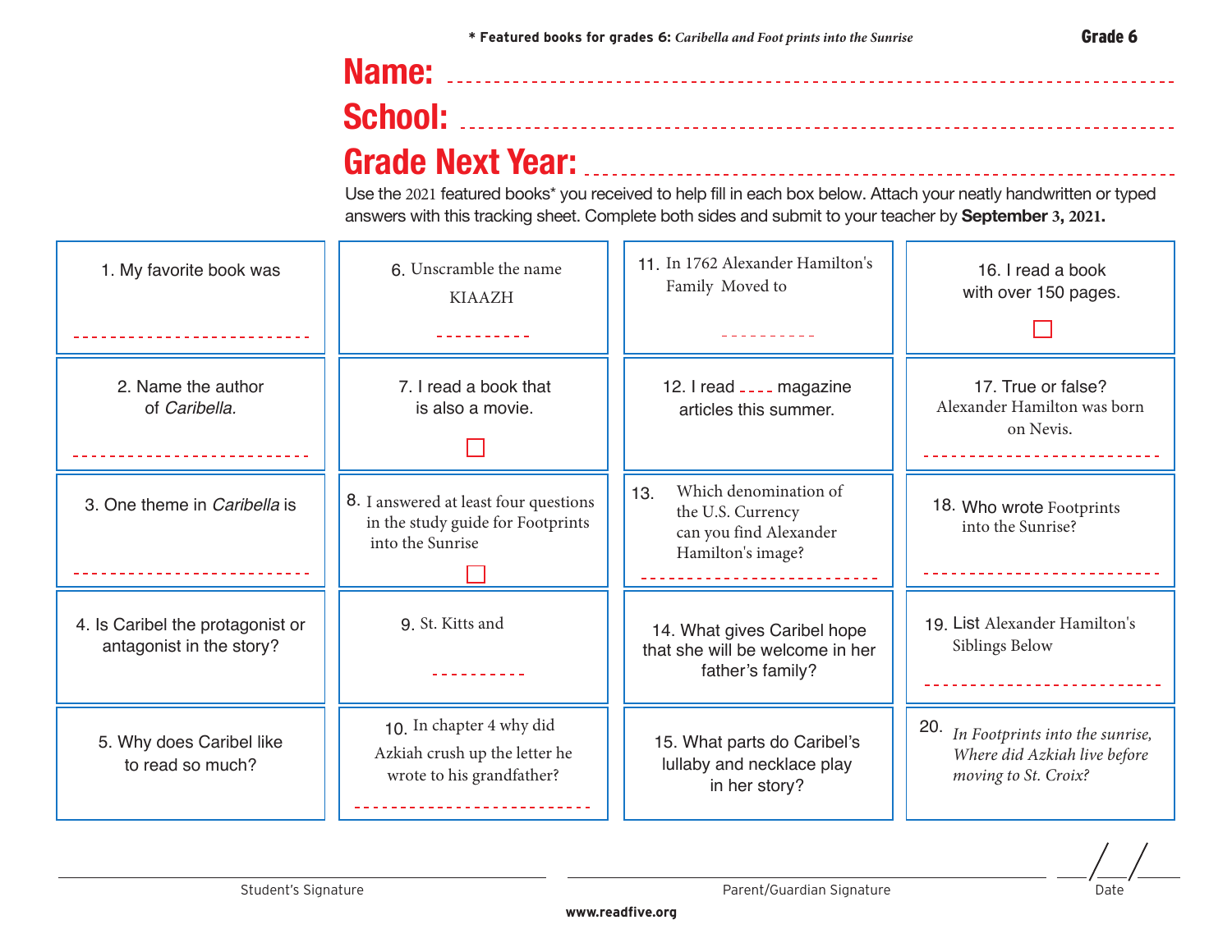\* **Featured books for grades 6:** *Caribella and Foot prints into the Sunrise*

**Grade 6**

# Name:

# School:

# Grade Next Year:

Use the 2021 featured books\* you received to help fill in each box below. Attach your neatly handwritten or typed answers with this tracking sheet. Complete both sides and submit to your teacher by **September 3, 2021.**

| | | | |
|---|---|---|---|
| 1. My favorite book was | 6. Unscramble the name KIAAZH | 11. In 1762 Alexander Hamilton's Family Moved to | 16. I read a book with over 150 pages. ☐ |
| 2. Name the author of *Caribella.* | 7. I read a book that is also a movie. ☐ | 12. I read ____ magazine articles this summer. | 17. True or false? Alexander Hamilton was born on Nevis. |
| 3. One theme in *Caribella* is | 8. I answered at least four questions in the study guide for Footprints into the Sunrise ☐ | 13. Which denomination of the U.S. Currency can you find Alexander Hamilton's image? | 18. Who wrote Footprints into the Sunrise? |
| 4. Is Caribel the protagonist or antagonist in the story? | 9. St. Kitts and | 14. What gives Caribel hope that she will be welcome in her father's family? | 19. List Alexander Hamilton's Siblings Below |
| 5. Why does Caribel like to read so much? | 10. In chapter 4 why did Azkiah crush up the letter he wrote to his grandfather? | 15. What parts do Caribel's lullaby and necklace play in her story? | 20. *In Footprints into the sunrise, Where did Azkiah live before moving to St. Croix?* |

Student's Signature

Parent/Guardian Signature

Date ___/___/___

www.readfive.org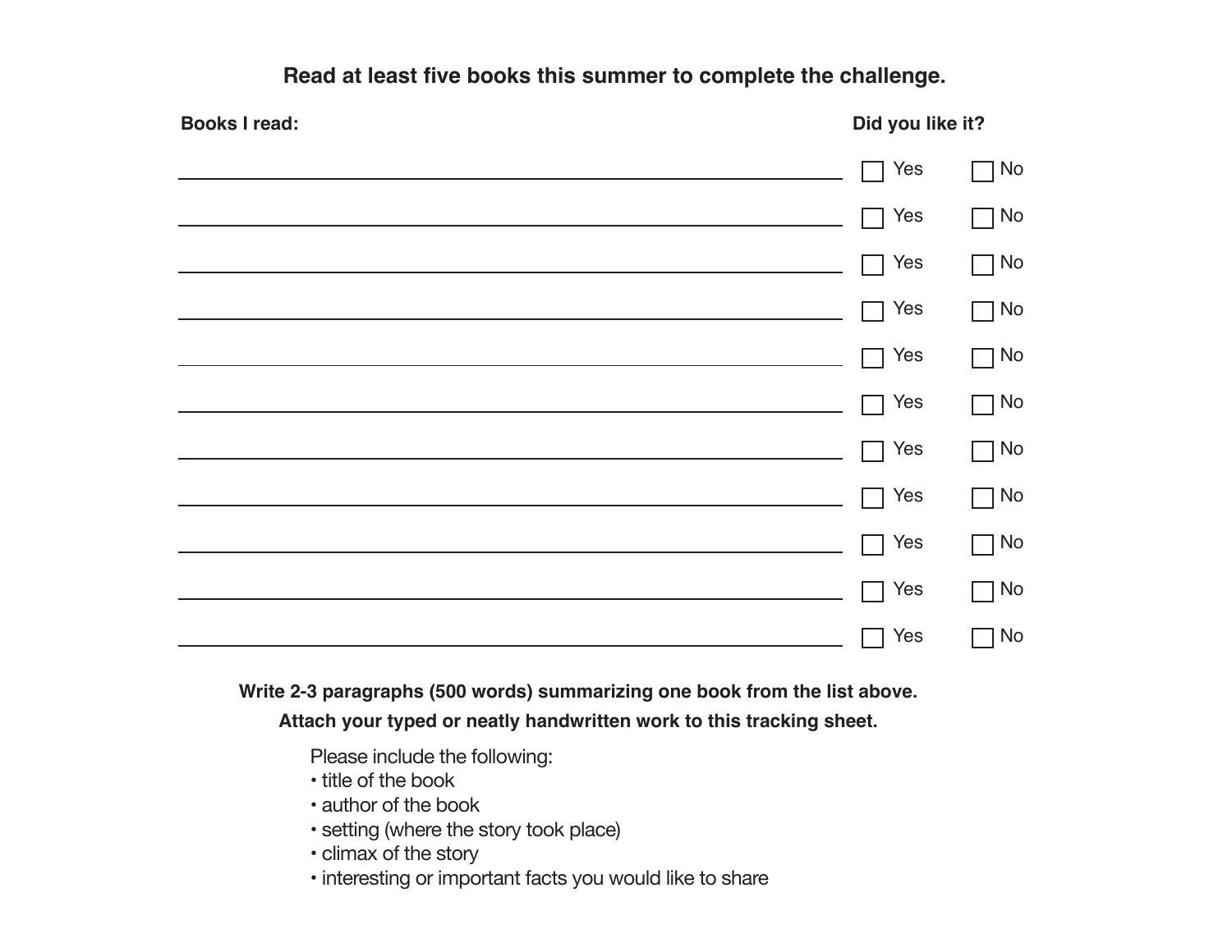**Read at least five books this summer to complete the challenge.**

| Books I read: | Did you like it? | |
|---|---|---|
| | ☐ Yes | ☐ No |
| | ☐ Yes | ☐ No |
| | ☐ Yes | ☐ No |
| | ☐ Yes | ☐ No |
| | ☐ Yes | ☐ No |
| | ☐ Yes | ☐ No |
| | ☐ Yes | ☐ No |
| | ☐ Yes | ☐ No |
| | ☐ Yes | ☐ No |
| | ☐ Yes | ☐ No |
| | ☐ Yes | ☐ No |

**Write 2-3 paragraphs (500 words) summarizing one book from the list above.**

**Attach your typed or neatly handwritten work to this tracking sheet.**

Please include the following:

- title of the book
- author of the book
- setting (where the story took place)
- climax of the story
- interesting or important facts you would like to share